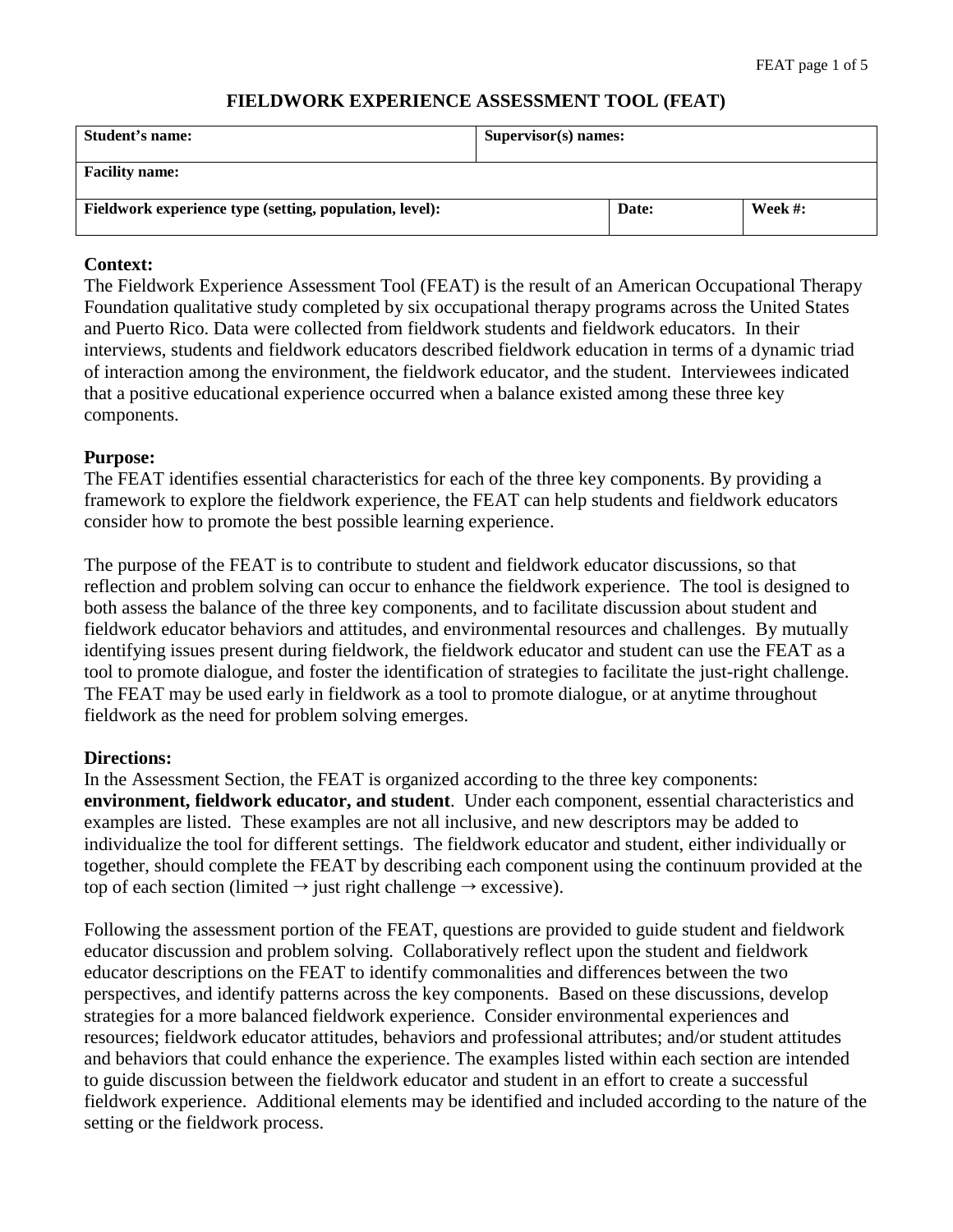# FIELDWORK EXPERIENCE ASSESSMENT TOOL (FEAT)

| **Student's name:** | | **Supervisor(s) names:** | |
|---|---|---|---|
| **Facility name:** | | | |
| **Fieldwork experience type (setting, population, level):** | | **Date:** | **Week #:** |

## Context:

The Fieldwork Experience Assessment Tool (FEAT) is the result of an American Occupational Therapy Foundation qualitative study completed by six occupational therapy programs across the United States and Puerto Rico. Data were collected from fieldwork students and fieldwork educators. In their interviews, students and fieldwork educators described fieldwork education in terms of a dynamic triad of interaction among the environment, the fieldwork educator, and the student. Interviewees indicated that a positive educational experience occurred when a balance existed among these three key components.

## Purpose:

The FEAT identifies essential characteristics for each of the three key components. By providing a framework to explore the fieldwork experience, the FEAT can help students and fieldwork educators consider how to promote the best possible learning experience.

The purpose of the FEAT is to contribute to student and fieldwork educator discussions, so that reflection and problem solving can occur to enhance the fieldwork experience. The tool is designed to both assess the balance of the three key components, and to facilitate discussion about student and fieldwork educator behaviors and attitudes, and environmental resources and challenges. By mutually identifying issues present during fieldwork, the fieldwork educator and student can use the FEAT as a tool to promote dialogue, and foster the identification of strategies to facilitate the just-right challenge. The FEAT may be used early in fieldwork as a tool to promote dialogue, or at anytime throughout fieldwork as the need for problem solving emerges.

## Directions:

In the Assessment Section, the FEAT is organized according to the three key components: **environment, fieldwork educator, and student**. Under each component, essential characteristics and examples are listed. These examples are not all inclusive, and new descriptors may be added to individualize the tool for different settings. The fieldwork educator and student, either individually or together, should complete the FEAT by describing each component using the continuum provided at the top of each section (limited → just right challenge → excessive).

Following the assessment portion of the FEAT, questions are provided to guide student and fieldwork educator discussion and problem solving. Collaboratively reflect upon the student and fieldwork educator descriptions on the FEAT to identify commonalities and differences between the two perspectives, and identify patterns across the key components. Based on these discussions, develop strategies for a more balanced fieldwork experience. Consider environmental experiences and resources; fieldwork educator attitudes, behaviors and professional attributes; and/or student attitudes and behaviors that could enhance the experience. The examples listed within each section are intended to guide discussion between the fieldwork educator and student in an effort to create a successful fieldwork experience. Additional elements may be identified and included according to the nature of the setting or the fieldwork process.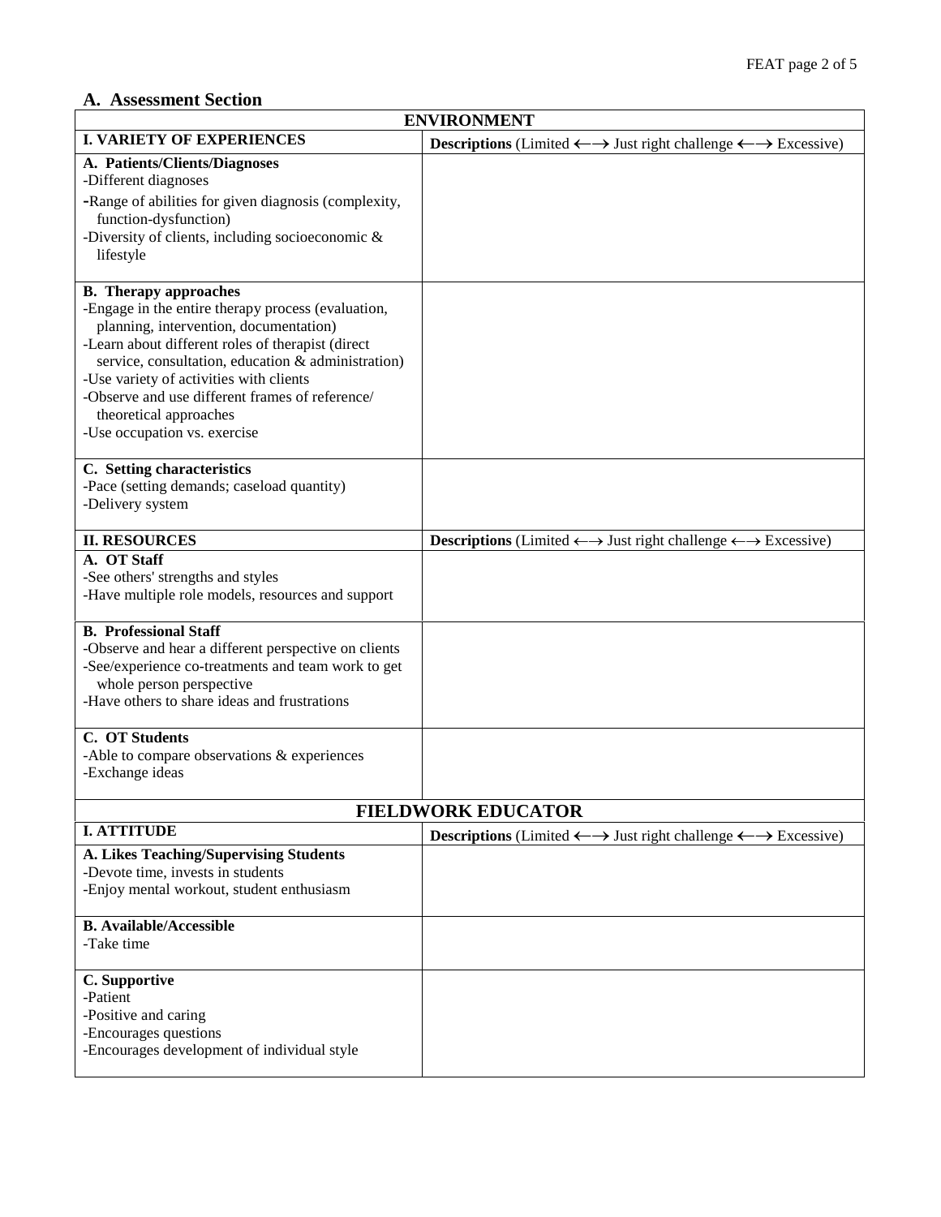## A. Assessment Section

| ENVIRONMENT | |
|---|---|
| **I. VARIETY OF EXPERIENCES** | **Descriptions** (Limited ⟵⟶ Just right challenge ⟵⟶ Excessive) |
| **A. Patients/Clients/Diagnoses**<br>-Different diagnoses<br>-Range of abilities for given diagnosis (complexity, function-dysfunction)<br>-Diversity of clients, including socioeconomic & lifestyle | |
| **B. Therapy approaches**<br>-Engage in the entire therapy process (evaluation, planning, intervention, documentation)<br>-Learn about different roles of therapist (direct service, consultation, education & administration)<br>-Use variety of activities with clients<br>-Observe and use different frames of reference/ theoretical approaches<br>-Use occupation vs. exercise | |
| **C. Setting characteristics**<br>-Pace (setting demands; caseload quantity)<br>-Delivery system | |
| **II. RESOURCES** | **Descriptions** (Limited ⟵⟶ Just right challenge ⟵⟶ Excessive) |
| **A. OT Staff**<br>-See others' strengths and styles<br>-Have multiple role models, resources and support | |
| **B. Professional Staff**<br>-Observe and hear a different perspective on clients<br>-See/experience co-treatments and team work to get whole person perspective<br>-Have others to share ideas and frustrations | |
| **C. OT Students**<br>-Able to compare observations & experiences<br>-Exchange ideas | |

| FIELDWORK EDUCATOR | |
|---|---|
| **I. ATTITUDE** | **Descriptions** (Limited ⟵⟶ Just right challenge ⟵⟶ Excessive) |
| **A. Likes Teaching/Supervising Students**<br>-Devote time, invests in students<br>-Enjoy mental workout, student enthusiasm | |
| **B. Available/Accessible**<br>-Take time | |
| **C. Supportive**<br>-Patient<br>-Positive and caring<br>-Encourages questions<br>-Encourages development of individual style | |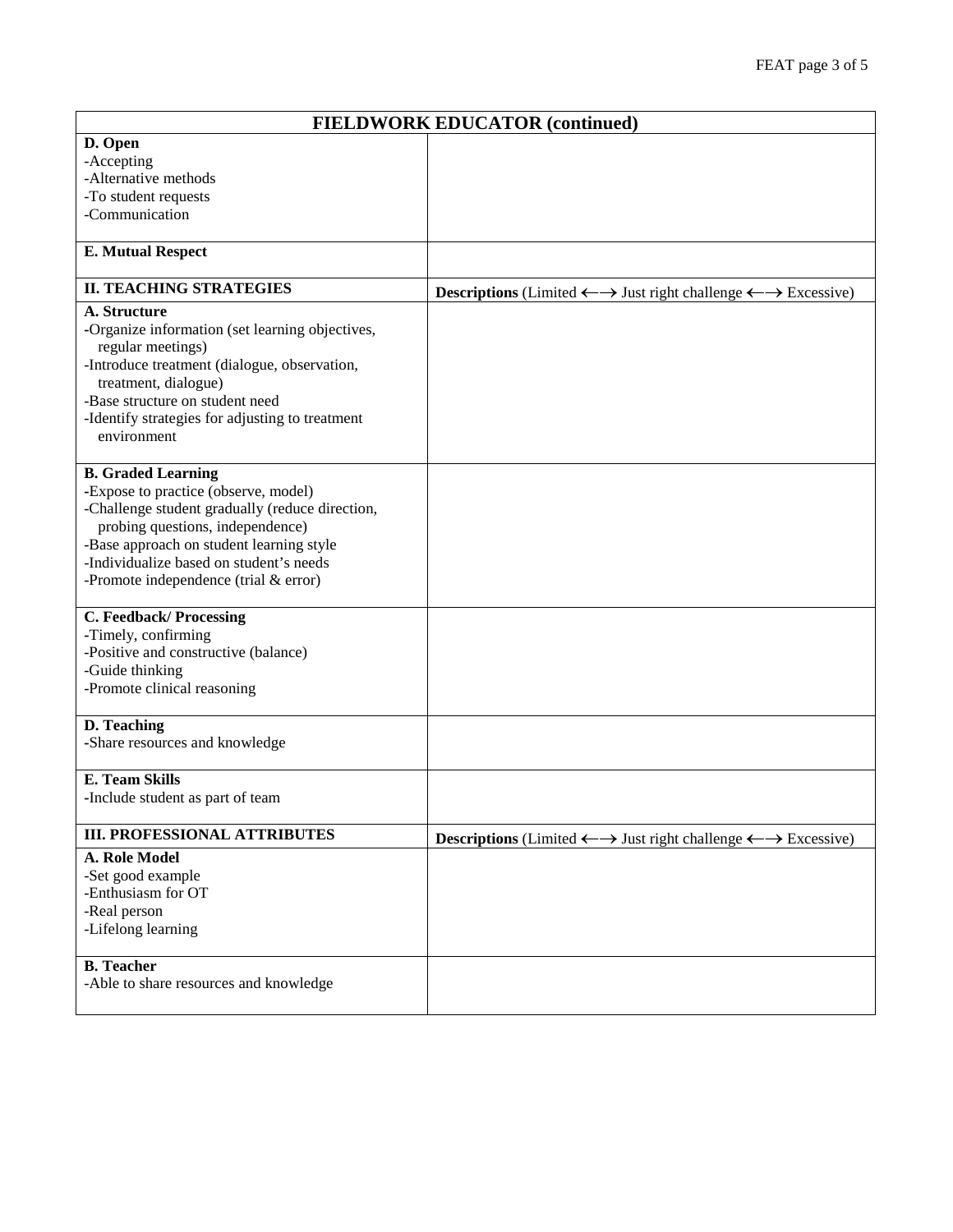| FIELDWORK EDUCATOR (continued) | |
|---|---|
| **D. Open**<br>-Accepting<br>-Alternative methods<br>-To student requests<br>-Communication | |
| **E. Mutual Respect** | |
| **II. TEACHING STRATEGIES** | **Descriptions** (Limited ←→ Just right challenge ←→ Excessive) |
| **A. Structure**<br>-Organize information (set learning objectives, regular meetings)<br>-Introduce treatment (dialogue, observation, treatment, dialogue)<br>-Base structure on student need<br>-Identify strategies for adjusting to treatment environment | |
| **B. Graded Learning**<br>-Expose to practice (observe, model)<br>-Challenge student gradually (reduce direction, probing questions, independence)<br>-Base approach on student learning style<br>-Individualize based on student's needs<br>-Promote independence (trial & error) | |
| **C. Feedback/ Processing**<br>-Timely, confirming<br>-Positive and constructive (balance)<br>-Guide thinking<br>-Promote clinical reasoning | |
| **D. Teaching**<br>-Share resources and knowledge | |
| **E. Team Skills**<br>-Include student as part of team | |
| **III. PROFESSIONAL ATTRIBUTES** | **Descriptions** (Limited ←→ Just right challenge ←→ Excessive) |
| **A. Role Model**<br>-Set good example<br>-Enthusiasm for OT<br>-Real person<br>-Lifelong learning | |
| **B. Teacher**<br>-Able to share resources and knowledge | |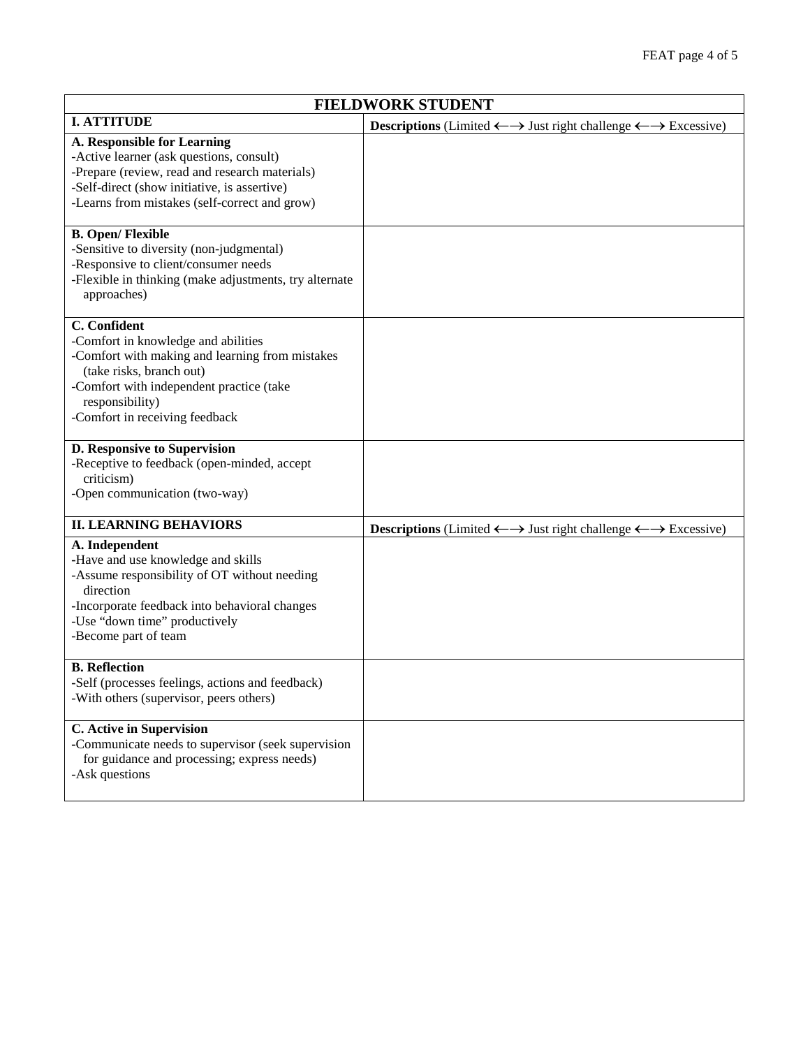| FIELDWORK STUDENT | |
|---|---|
| **I. ATTITUDE** | **Descriptions** (Limited ←→ Just right challenge ←→ Excessive) |
| **A. Responsible for Learning**<br>-Active learner (ask questions, consult)<br>-Prepare (review, read and research materials)<br>-Self-direct (show initiative, is assertive)<br>-Learns from mistakes (self-correct and grow) | |
| **B. Open/ Flexible**<br>-Sensitive to diversity (non-judgmental)<br>-Responsive to client/consumer needs<br>-Flexible in thinking (make adjustments, try alternate approaches) | |
| **C. Confident**<br>-Comfort in knowledge and abilities<br>-Comfort with making and learning from mistakes (take risks, branch out)<br>-Comfort with independent practice (take responsibility)<br>-Comfort in receiving feedback | |
| **D. Responsive to Supervision**<br>-Receptive to feedback (open-minded, accept criticism)<br>-Open communication (two-way) | |
| **II. LEARNING BEHAVIORS** | **Descriptions** (Limited ←→ Just right challenge ←→ Excessive) |
| **A. Independent**<br>-Have and use knowledge and skills<br>-Assume responsibility of OT without needing direction<br>-Incorporate feedback into behavioral changes<br>-Use "down time" productively<br>-Become part of team | |
| **B. Reflection**<br>-Self (processes feelings, actions and feedback)<br>-With others (supervisor, peers others) | |
| **C. Active in Supervision**<br>-Communicate needs to supervisor (seek supervision for guidance and processing; express needs)<br>-Ask questions | |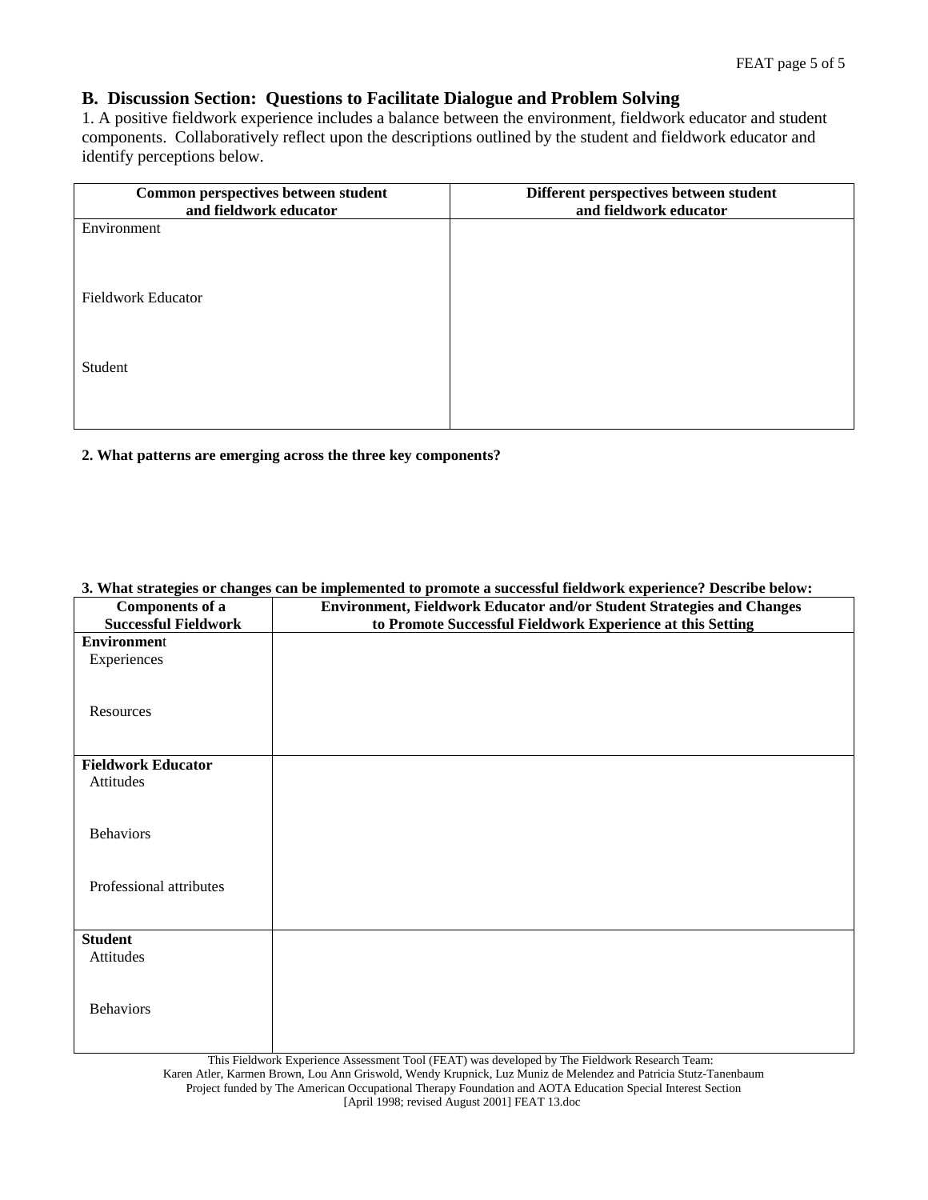## B. Discussion Section: Questions to Facilitate Dialogue and Problem Solving

1. A positive fieldwork experience includes a balance between the environment, fieldwork educator and student components. Collaboratively reflect upon the descriptions outlined by the student and fieldwork educator and identify perceptions below.

| Common perspectives between student and fieldwork educator | Different perspectives between student and fieldwork educator |
|---|---|
| Environment<br><br>Fieldwork Educator<br><br>Student | |

**2. What patterns are emerging across the three key components?**

**3. What strategies or changes can be implemented to promote a successful fieldwork experience? Describe below:**

| Components of a Successful Fieldwork | Environment, Fieldwork Educator and/or Student Strategies and Changes to Promote Successful Fieldwork Experience at this Setting |
|---|---|
| **Environment**<br>Experiences<br><br>Resources | |
| **Fieldwork Educator**<br>Attitudes<br><br>Behaviors<br><br>Professional attributes | |
| **Student**<br>Attitudes<br><br>Behaviors | |

This Fieldwork Experience Assessment Tool (FEAT) was developed by The Fieldwork Research Team: Karen Atler, Karmen Brown, Lou Ann Griswold, Wendy Krupnick, Luz Muniz de Melendez and Patricia Stutz-Tanenbaum
Project funded by The American Occupational Therapy Foundation and AOTA Education Special Interest Section
[April 1998; revised August 2001] FEAT 13.doc